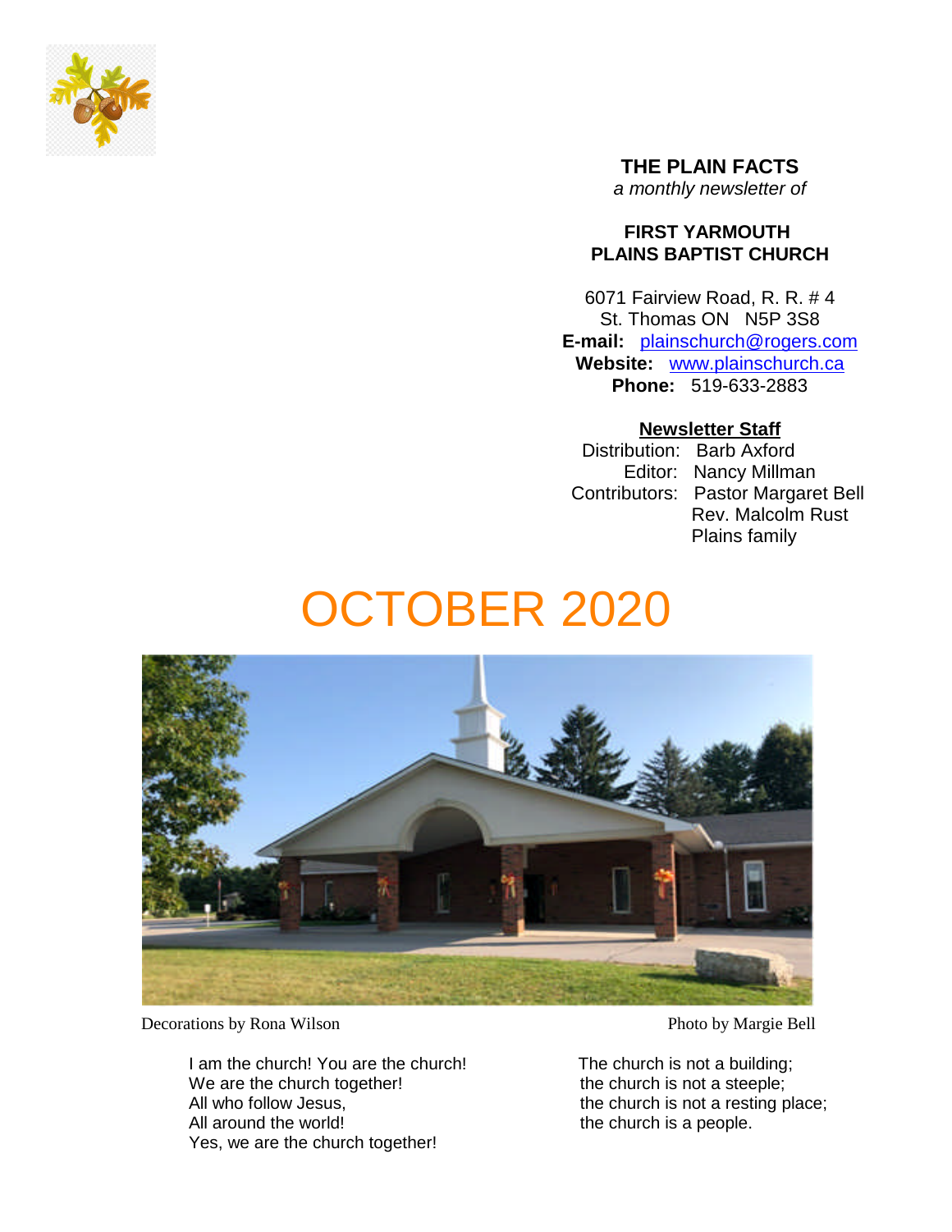# THE PLAIN FACTS

*a monthly newsletter of*

**FIRST YARMOUTH PLAINS BAPTIST CHURCH**

6071 Fairview Road, R. R. # 4
St. Thomas ON N5P 3S8
**E-mail:** plainschurch@rogers.com
**Website:** www.plainschurch.ca
**Phone:** 519-633-2883

**Newsletter Staff**

Distribution: Barb Axford
Editor: Nancy Millman
Contributors: Pastor Margaret Bell
Rev. Malcolm Rust
Plains family

# OCTOBER 2020

Decorations by Rona Wilson

Photo by Margie Bell

I am the church! You are the church!
We are the church together!
All who follow Jesus,
All around the world!
Yes, we are the church together!

The church is not a building;
the church is not a steeple;
the church is not a resting place;
the church is a people.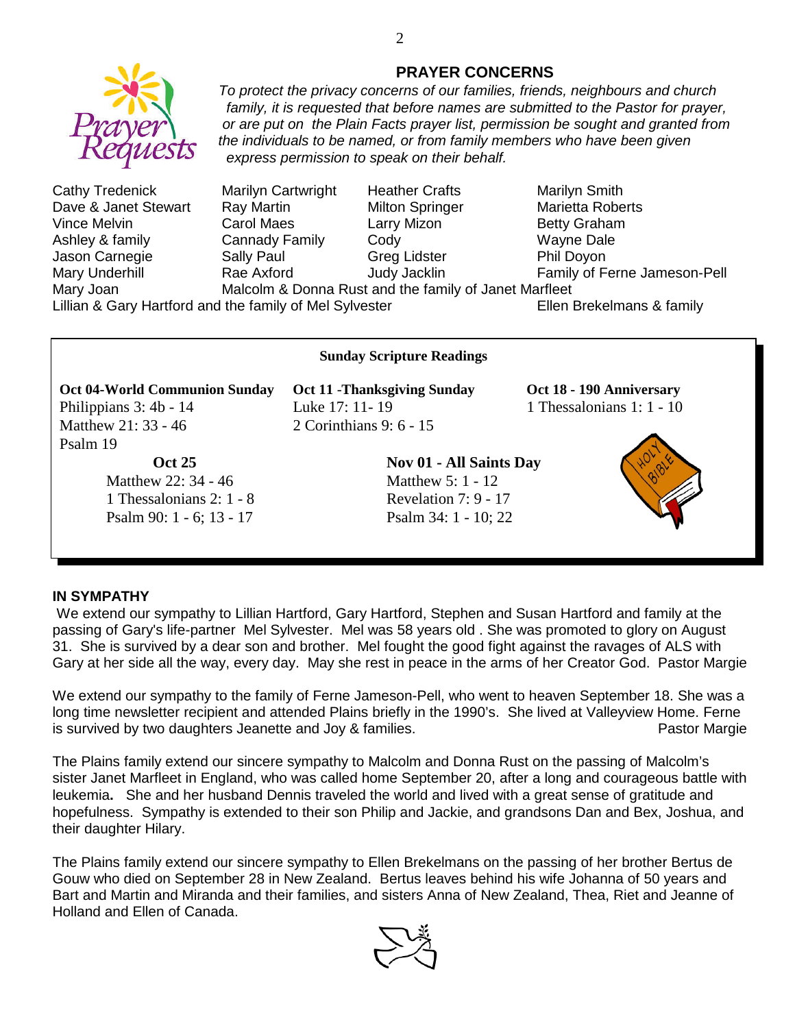## PRAYER CONCERNS

*To protect the privacy concerns of our families, friends, neighbours and church family, it is requested that before names are submitted to the Pastor for prayer, or are put on the Plain Facts prayer list, permission be sought and granted from the individuals to be named, or from family members who have been given express permission to speak on their behalf.*

| | | | |
|---|---|---|---|
| Cathy Tredenick | Marilyn Cartwright | Heather Crafts | Marilyn Smith |
| Dave & Janet Stewart | Ray Martin | Milton Springer | Marietta Roberts |
| Vince Melvin | Carol Maes | Larry Mizon | Betty Graham |
| Ashley & family | Cannady Family | Cody | Wayne Dale |
| Jason Carnegie | Sally Paul | Greg Lidster | Phil Doyon |
| Mary Underhill | Rae Axford | Judy Jacklin | Family of Ferne Jameson-Pell |

Mary Joan
Malcolm & Donna Rust and the family of Janet Marfleet
Lillian & Gary Hartford and the family of Mel Sylvester
Ellen Brekelmans & family

### Sunday Scripture Readings

**Oct 04-World Communion Sunday**
Philippians 3: 4b - 14
Matthew 21: 33 - 46
Psalm 19

**Oct 11 -Thanksgiving Sunday**
Luke 17: 11- 19
2 Corinthians 9: 6 - 15

**Oct 18 - 190 Anniversary**
1 Thessalonians 1: 1 - 10

**Oct 25**
Matthew 22: 34 - 46
1 Thessalonians 2: 1 - 8
Psalm 90: 1 - 6; 13 - 17

**Nov 01 - All Saints Day**
Matthew 5: 1 - 12
Revelation 7: 9 - 17
Psalm 34: 1 - 10; 22

### IN SYMPATHY

We extend our sympathy to Lillian Hartford, Gary Hartford, Stephen and Susan Hartford and family at the passing of Gary's life-partner Mel Sylvester. Mel was 58 years old . She was promoted to glory on August 31. She is survived by a dear son and brother. Mel fought the good fight against the ravages of ALS with Gary at her side all the way, every day. May she rest in peace in the arms of her Creator God. Pastor Margie

We extend our sympathy to the family of Ferne Jameson-Pell, who went to heaven September 18. She was a long time newsletter recipient and attended Plains briefly in the 1990's. She lived at Valleyview Home. Ferne is survived by two daughters Jeanette and Joy & families. Pastor Margie

The Plains family extend our sincere sympathy to Malcolm and Donna Rust on the passing of Malcolm's sister Janet Marfleet in England, who was called home September 20, after a long and courageous battle with leukemia**.** She and her husband Dennis traveled the world and lived with a great sense of gratitude and hopefulness. Sympathy is extended to their son Philip and Jackie, and grandsons Dan and Bex, Joshua, and their daughter Hilary.

The Plains family extend our sincere sympathy to Ellen Brekelmans on the passing of her brother Bertus de Gouw who died on September 28 in New Zealand. Bertus leaves behind his wife Johanna of 50 years and Bart and Martin and Miranda and their families, and sisters Anna of New Zealand, Thea, Riet and Jeanne of Holland and Ellen of Canada.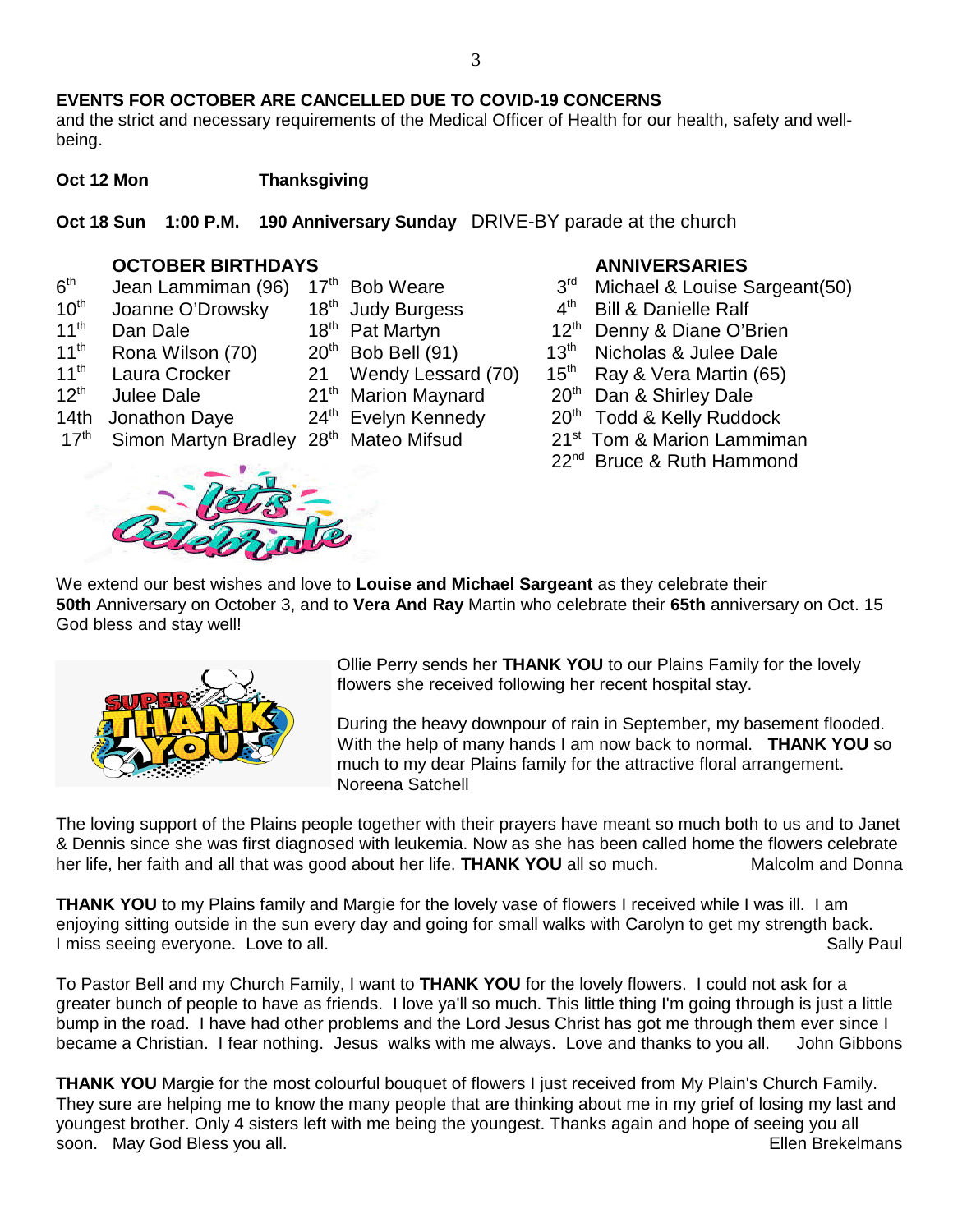**EVENTS FOR OCTOBER ARE CANCELLED DUE TO COVID-19 CONCERNS**
and the strict and necessary requirements of the Medical Officer of Health for our health, safety and well-being.

**Oct 12 Mon** **Thanksgiving**

**Oct 18 Sun 1:00 P.M. 190 Anniversary Sunday** DRIVE-BY parade at the church

## OCTOBER BIRTHDAYS

| | | | |
|---|---|---|---|
| 6th | Jean Lammiman (96) | 17th | Bob Weare |
| 10th | Joanne O'Drowsky | 18th | Judy Burgess |
| 11th | Dan Dale | 18th | Pat Martyn |
| 11th | Rona Wilson (70) | 20th | Bob Bell (91) |
| 11th | Laura Crocker | 21 | Wendy Lessard (70) |
| 12th | Julee Dale | 21th | Marion Maynard |
| 14th | Jonathon Daye | 24th | Evelyn Kennedy |
| 17th | Simon Martyn Bradley | 28th | Mateo Mifsud |

## ANNIVERSARIES

| | |
|---|---|
| 3rd | Michael & Louise Sargeant(50) |
| 4th | Bill & Danielle Ralf |
| 12th | Denny & Diane O'Brien |
| 13th | Nicholas & Julee Dale |
| 15th | Ray & Vera Martin (65) |
| 20th | Dan & Shirley Dale |
| 20th | Todd & Kelly Ruddock |
| 21st | Tom & Marion Lammiman |
| 22nd | Bruce & Ruth Hammond |

We extend our best wishes and love to **Louise and Michael Sargeant** as they celebrate their **50th** Anniversary on October 3, and to **Vera And Ray** Martin who celebrate their **65th** anniversary on Oct. 15 God bless and stay well!

Ollie Perry sends her **THANK YOU** to our Plains Family for the lovely flowers she received following her recent hospital stay.

During the heavy downpour of rain in September, my basement flooded. With the help of many hands I am now back to normal. **THANK YOU** so much to my dear Plains family for the attractive floral arrangement. Noreena Satchell

The loving support of the Plains people together with their prayers have meant so much both to us and to Janet & Dennis since she was first diagnosed with leukemia. Now as she has been called home the flowers celebrate her life, her faith and all that was good about her life. **THANK YOU** all so much. Malcolm and Donna

**THANK YOU** to my Plains family and Margie for the lovely vase of flowers I received while I was ill. I am enjoying sitting outside in the sun every day and going for small walks with Carolyn to get my strength back. I miss seeing everyone. Love to all. Sally Paul

To Pastor Bell and my Church Family, I want to **THANK YOU** for the lovely flowers. I could not ask for a greater bunch of people to have as friends. I love ya'll so much. This little thing I'm going through is just a little bump in the road. I have had other problems and the Lord Jesus Christ has got me through them ever since I became a Christian. I fear nothing. Jesus walks with me always. Love and thanks to you all. John Gibbons

**THANK YOU** Margie for the most colourful bouquet of flowers I just received from My Plain's Church Family. They sure are helping me to know the many people that are thinking about me in my grief of losing my last and youngest brother. Only 4 sisters left with me being the youngest. Thanks again and hope of seeing you all soon. May God Bless you all. Ellen Brekelmans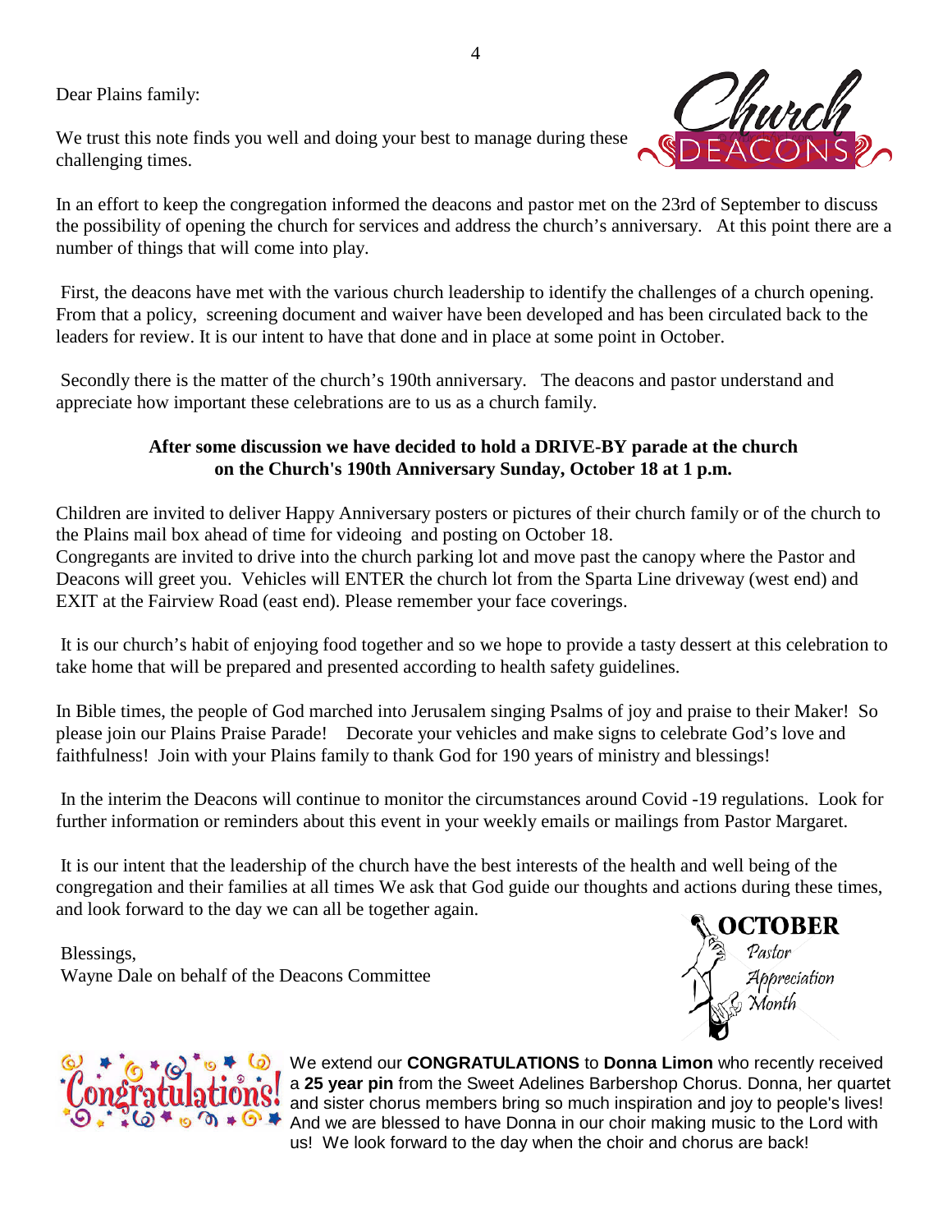Dear Plains family:

We trust this note finds you well and doing your best to manage during these challenging times.

In an effort to keep the congregation informed the deacons and pastor met on the 23rd of September to discuss the possibility of opening the church for services and address the church's anniversary. At this point there are a number of things that will come into play.

First, the deacons have met with the various church leadership to identify the challenges of a church opening. From that a policy, screening document and waiver have been developed and has been circulated back to the leaders for review. It is our intent to have that done and in place at some point in October.

Secondly there is the matter of the church's 190th anniversary. The deacons and pastor understand and appreciate how important these celebrations are to us as a church family.

**After some discussion we have decided to hold a DRIVE-BY parade at the church on the Church's 190th Anniversary Sunday, October 18 at 1 p.m.**

Children are invited to deliver Happy Anniversary posters or pictures of their church family or of the church to the Plains mail box ahead of time for videoing and posting on October 18.
Congregants are invited to drive into the church parking lot and move past the canopy where the Pastor and Deacons will greet you. Vehicles will ENTER the church lot from the Sparta Line driveway (west end) and EXIT at the Fairview Road (east end). Please remember your face coverings.

It is our church's habit of enjoying food together and so we hope to provide a tasty dessert at this celebration to take home that will be prepared and presented according to health safety guidelines.

In Bible times, the people of God marched into Jerusalem singing Psalms of joy and praise to their Maker! So please join our Plains Praise Parade! Decorate your vehicles and make signs to celebrate God's love and faithfulness! Join with your Plains family to thank God for 190 years of ministry and blessings!

In the interim the Deacons will continue to monitor the circumstances around Covid -19 regulations. Look for further information or reminders about this event in your weekly emails or mailings from Pastor Margaret.

It is our intent that the leadership of the church have the best interests of the health and well being of the congregation and their families at all times We ask that God guide our thoughts and actions during these times, and look forward to the day we can all be together again.

Blessings,
Wayne Dale on behalf of the Deacons Committee

**OCTOBER**
*Pastor Appreciation Month*

We extend our **CONGRATULATIONS** to **Donna Limon** who recently received a **25 year pin** from the Sweet Adelines Barbershop Chorus. Donna, her quartet and sister chorus members bring so much inspiration and joy to people's lives! And we are blessed to have Donna in our choir making music to the Lord with us! We look forward to the day when the choir and chorus are back!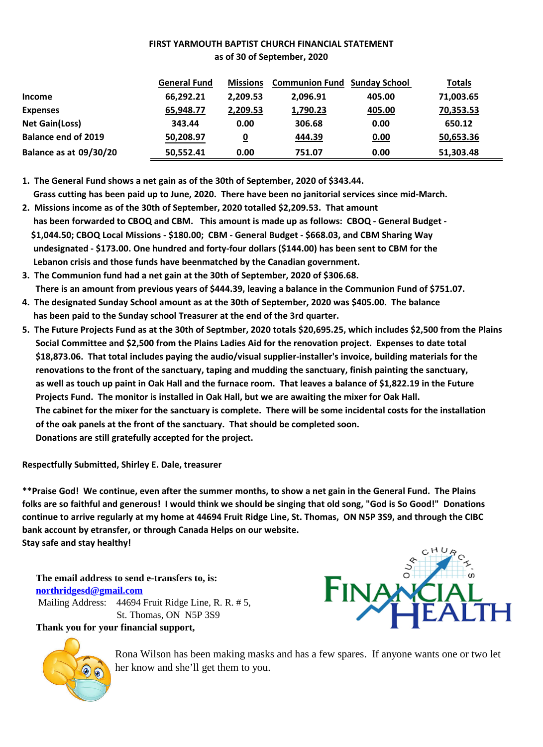**FIRST YARMOUTH BAPTIST CHURCH FINANCIAL STATEMENT**
**as of 30 of September, 2020**

| | General Fund | Missions | Communion Fund | Sunday School | Totals |
|---|---|---|---|---|---|
| **Income** | 66,292.21 | 2,209.53 | 2,096.91 | 405.00 | 71,003.65 |
| **Expenses** | 65,948.77 | 2,209.53 | 1,790.23 | 405.00 | 70,353.53 |
| **Net Gain(Loss)** | 343.44 | 0.00 | 306.68 | 0.00 | 650.12 |
| **Balance end of 2019** | 50,208.97 | 0 | 444.39 | 0.00 | 50,653.36 |
| **Balance as at 09/30/20** | 50,552.41 | 0.00 | 751.07 | 0.00 | 51,303.48 |

1. **The General Fund shows a net gain as of the 30th of September, 2020 of $343.44. Grass cutting has been paid up to June, 2020. There have been no janitorial services since mid-March.**
2. **Missions income as of the 30th of September, 2020 totalled $2,209.53. That amount has been forwarded to CBOQ and CBM. This amount is made up as follows: CBOQ - General Budget - $1,044.50; CBOQ Local Missions - $180.00; CBM - General Budget - $668.03, and CBM Sharing Way undesignated - $173.00. One hundred and forty-four dollars ($144.00) has been sent to CBM for the Lebanon crisis and those funds have beenmatched by the Canadian government.**
3. **The Communion fund had a net gain at the 30th of September, 2020 of $306.68. There is an amount from previous years of $444.39, leaving a balance in the Communion Fund of $751.07.**
4. **The designated Sunday School amount as at the 30th of September, 2020 was $405.00. The balance has been paid to the Sunday school Treasurer at the end of the 3rd quarter.**
5. **The Future Projects Fund as at the 30th of Septmber, 2020 totals $20,695.25, which includes $2,500 from the Plains Social Committee and $2,500 from the Plains Ladies Aid for the renovation project. Expenses to date total $18,873.06. That total includes paying the audio/visual supplier-installer's invoice, building materials for the renovations to the front of the sanctuary, taping and mudding the sanctuary, finish painting the sanctuary, as well as touch up paint in Oak Hall and the furnace room. That leaves a balance of $1,822.19 in the Future Projects Fund. The monitor is installed in Oak Hall, but we are awaiting the mixer for Oak Hall. The cabinet for the mixer for the sanctuary is complete. There will be some incidental costs for the installation of the oak panels at the front of the sanctuary. That should be completed soon. Donations are still gratefully accepted for the project.**

**Respectfully Submitted, Shirley E. Dale, treasurer**

**\*\*Praise God! We continue, even after the summer months, to show a net gain in the General Fund. The Plains folks are so faithful and generous! I would think we should be singing that old song, "God is So Good!" Donations continue to arrive regularly at my home at 44694 Fruit Ridge Line, St. Thomas, ON N5P 3S9, and through the CIBC bank account by etransfer, or through Canada Helps on our website. Stay safe and stay healthy!**

**The email address to send e-transfers to, is:**
[northridgesd@gmail.com](mailto:northridgesd@gmail.com)
Mailing Address: 44694 Fruit Ridge Line, R. R. # 5,
St. Thomas, ON N5P 3S9
**Thank you for your financial support,**

OUR CHURCH'S FINANCIAL HEALTH

Rona Wilson has been making masks and has a few spares. If anyone wants one or two let her know and she'll get them to you.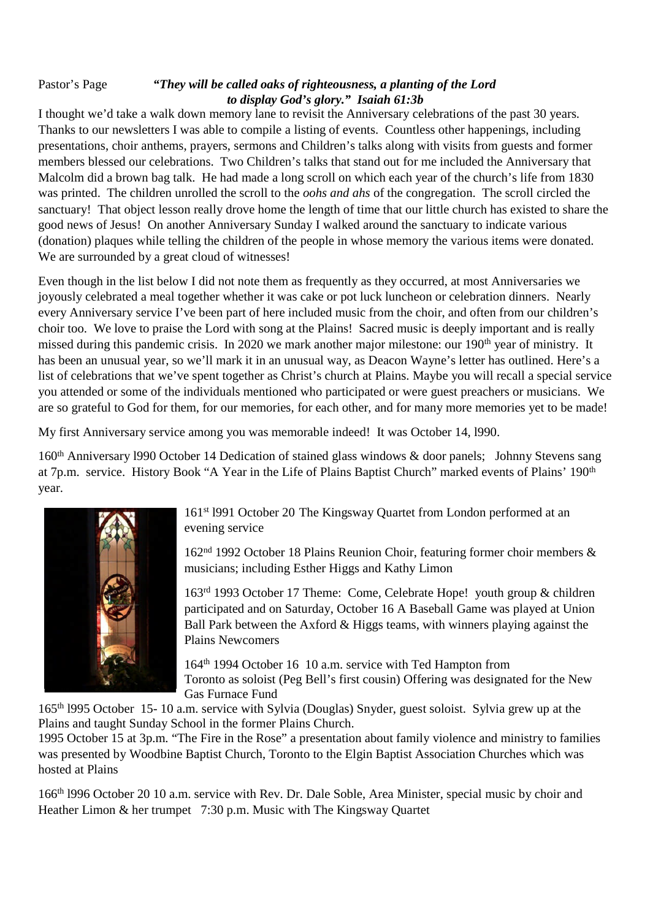Pastor's Page ***"They will be called oaks of righteousness, a planting of the Lord to display God's glory." Isaiah 61:3b***

I thought we'd take a walk down memory lane to revisit the Anniversary celebrations of the past 30 years. Thanks to our newsletters I was able to compile a listing of events. Countless other happenings, including presentations, choir anthems, prayers, sermons and Children's talks along with visits from guests and former members blessed our celebrations. Two Children's talks that stand out for me included the Anniversary that Malcolm did a brown bag talk. He had made a long scroll on which each year of the church's life from 1830 was printed. The children unrolled the scroll to the *oohs and ahs* of the congregation. The scroll circled the sanctuary! That object lesson really drove home the length of time that our little church has existed to share the good news of Jesus! On another Anniversary Sunday I walked around the sanctuary to indicate various (donation) plaques while telling the children of the people in whose memory the various items were donated. We are surrounded by a great cloud of witnesses!

Even though in the list below I did not note them as frequently as they occurred, at most Anniversaries we joyously celebrated a meal together whether it was cake or pot luck luncheon or celebration dinners. Nearly every Anniversary service I've been part of here included music from the choir, and often from our children's choir too. We love to praise the Lord with song at the Plains! Sacred music is deeply important and is really missed during this pandemic crisis. In 2020 we mark another major milestone: our 190th year of ministry. It has been an unusual year, so we'll mark it in an unusual way, as Deacon Wayne's letter has outlined. Here's a list of celebrations that we've spent together as Christ's church at Plains. Maybe you will recall a special service you attended or some of the individuals mentioned who participated or were guest preachers or musicians. We are so grateful to God for them, for our memories, for each other, and for many more memories yet to be made!

My first Anniversary service among you was memorable indeed! It was October 14, l990.

160th Anniversary l990 October 14 Dedication of stained glass windows & door panels; Johnny Stevens sang at 7p.m. service. History Book "A Year in the Life of Plains Baptist Church" marked events of Plains' 190th year.

161st l991 October 20 The Kingsway Quartet from London performed at an evening service

162nd 1992 October 18 Plains Reunion Choir, featuring former choir members & musicians; including Esther Higgs and Kathy Limon

163rd 1993 October 17 Theme: Come, Celebrate Hope! youth group & children participated and on Saturday, October 16 A Baseball Game was played at Union Ball Park between the Axford & Higgs teams, with winners playing against the Plains Newcomers

164th 1994 October 16 10 a.m. service with Ted Hampton from Toronto as soloist (Peg Bell's first cousin) Offering was designated for the New Gas Furnace Fund

165th l995 October 15- 10 a.m. service with Sylvia (Douglas) Snyder, guest soloist. Sylvia grew up at the Plains and taught Sunday School in the former Plains Church.
1995 October 15 at 3p.m. "The Fire in the Rose" a presentation about family violence and ministry to families was presented by Woodbine Baptist Church, Toronto to the Elgin Baptist Association Churches which was hosted at Plains

166th l996 October 20 10 a.m. service with Rev. Dr. Dale Soble, Area Minister, special music by choir and Heather Limon & her trumpet 7:30 p.m. Music with The Kingsway Quartet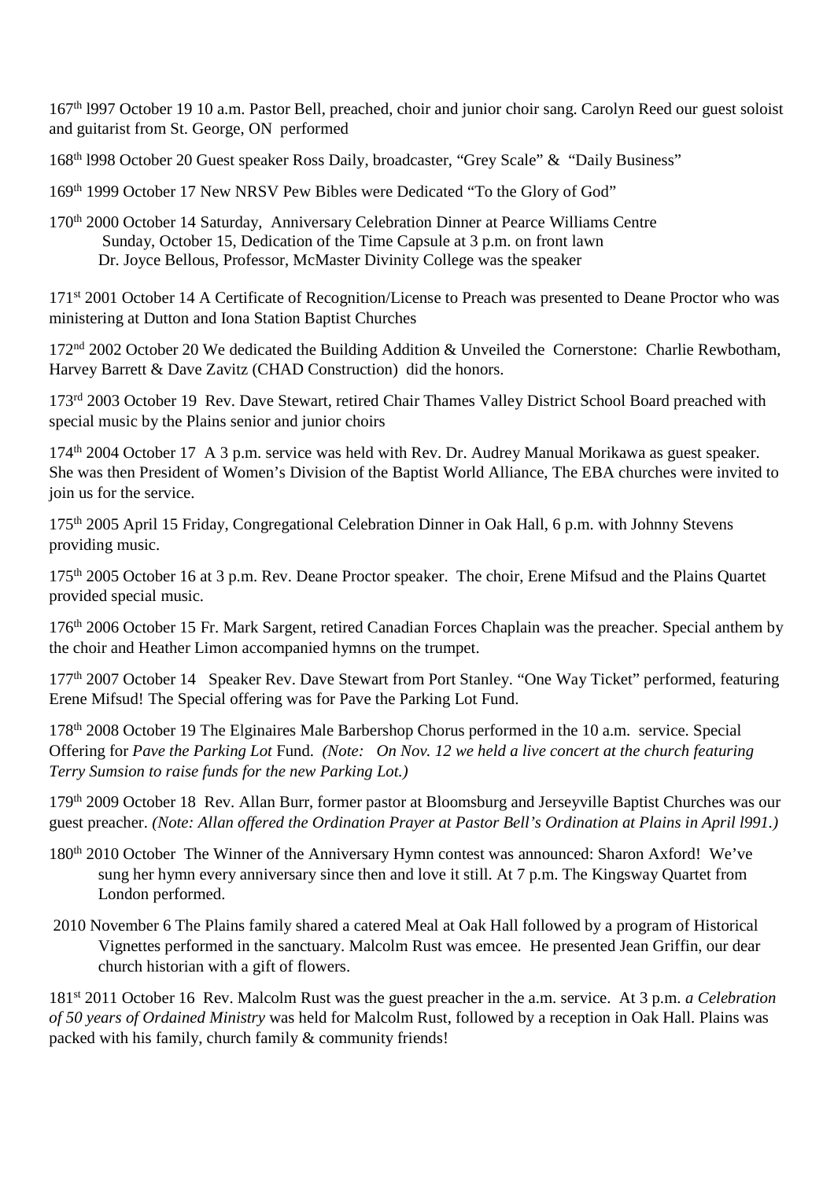167th l997 October 19 10 a.m. Pastor Bell, preached, choir and junior choir sang. Carolyn Reed our guest soloist and guitarist from St. George, ON performed

168th l998 October 20 Guest speaker Ross Daily, broadcaster, "Grey Scale" & "Daily Business"

169th 1999 October 17 New NRSV Pew Bibles were Dedicated "To the Glory of God"

170th 2000 October 14 Saturday, Anniversary Celebration Dinner at Pearce Williams Centre
Sunday, October 15, Dedication of the Time Capsule at 3 p.m. on front lawn
Dr. Joyce Bellous, Professor, McMaster Divinity College was the speaker

171st 2001 October 14 A Certificate of Recognition/License to Preach was presented to Deane Proctor who was ministering at Dutton and Iona Station Baptist Churches

172nd 2002 October 20 We dedicated the Building Addition & Unveiled the Cornerstone: Charlie Rewbotham, Harvey Barrett & Dave Zavitz (CHAD Construction) did the honors.

173rd 2003 October 19 Rev. Dave Stewart, retired Chair Thames Valley District School Board preached with special music by the Plains senior and junior choirs

174th 2004 October 17 A 3 p.m. service was held with Rev. Dr. Audrey Manual Morikawa as guest speaker. She was then President of Women's Division of the Baptist World Alliance, The EBA churches were invited to join us for the service.

175th 2005 April 15 Friday, Congregational Celebration Dinner in Oak Hall, 6 p.m. with Johnny Stevens providing music.

175th 2005 October 16 at 3 p.m. Rev. Deane Proctor speaker. The choir, Erene Mifsud and the Plains Quartet provided special music.

176th 2006 October 15 Fr. Mark Sargent, retired Canadian Forces Chaplain was the preacher. Special anthem by the choir and Heather Limon accompanied hymns on the trumpet.

177th 2007 October 14 Speaker Rev. Dave Stewart from Port Stanley. "One Way Ticket" performed, featuring Erene Mifsud! The Special offering was for Pave the Parking Lot Fund.

178th 2008 October 19 The Elginaires Male Barbershop Chorus performed in the 10 a.m. service. Special Offering for *Pave the Parking Lot* Fund. *(Note: On Nov. 12 we held a live concert at the church featuring Terry Sumsion to raise funds for the new Parking Lot.)*

179th 2009 October 18 Rev. Allan Burr, former pastor at Bloomsburg and Jerseyville Baptist Churches was our guest preacher. *(Note: Allan offered the Ordination Prayer at Pastor Bell's Ordination at Plains in April l991.)*

180th 2010 October The Winner of the Anniversary Hymn contest was announced: Sharon Axford! We've sung her hymn every anniversary since then and love it still. At 7 p.m. The Kingsway Quartet from London performed.

2010 November 6 The Plains family shared a catered Meal at Oak Hall followed by a program of Historical Vignettes performed in the sanctuary. Malcolm Rust was emcee. He presented Jean Griffin, our dear church historian with a gift of flowers.

181st 2011 October 16 Rev. Malcolm Rust was the guest preacher in the a.m. service. At 3 p.m. *a Celebration of 50 years of Ordained Ministry* was held for Malcolm Rust, followed by a reception in Oak Hall. Plains was packed with his family, church family & community friends!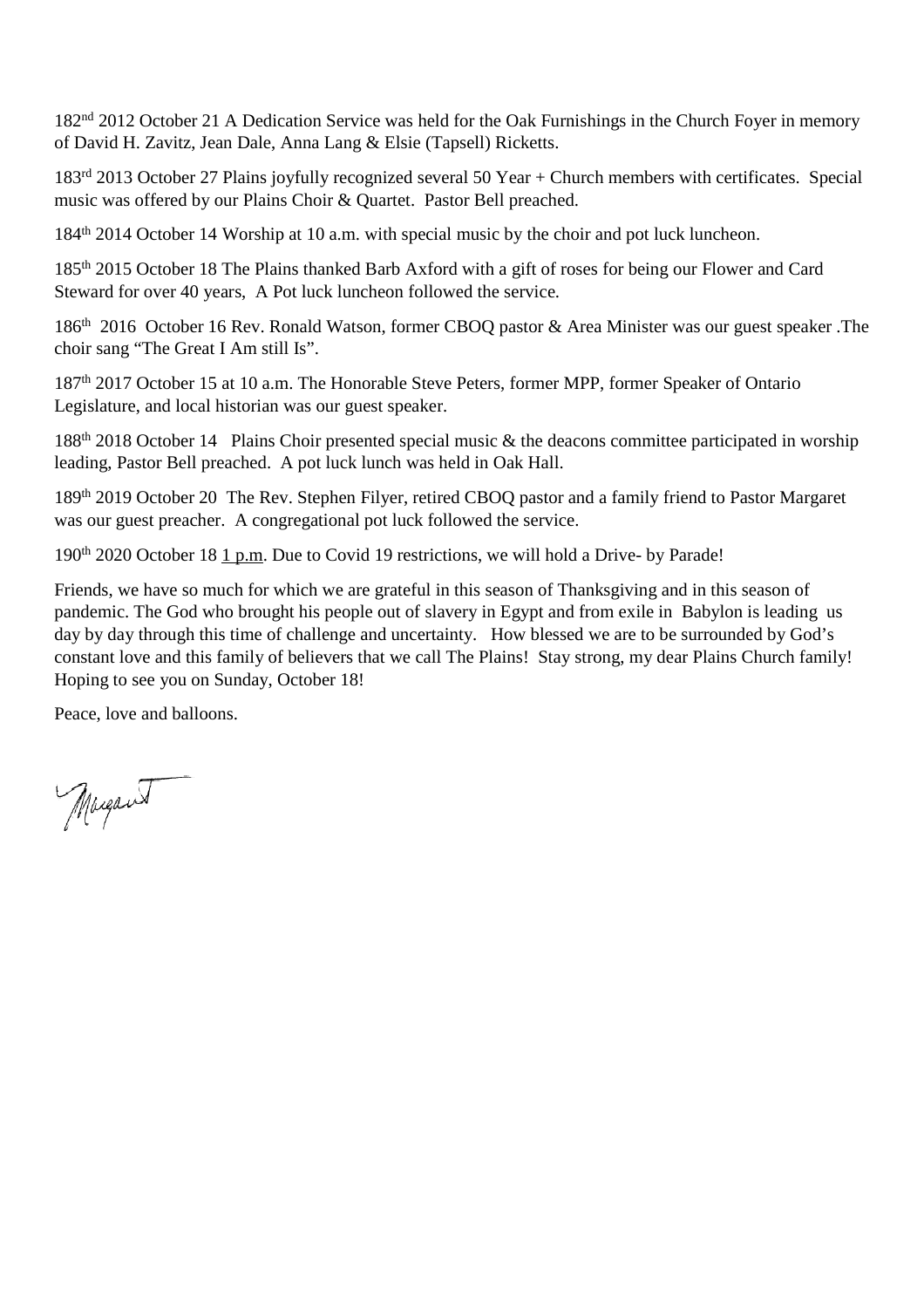182nd 2012 October 21 A Dedication Service was held for the Oak Furnishings in the Church Foyer in memory of David H. Zavitz, Jean Dale, Anna Lang & Elsie (Tapsell) Ricketts.

183rd 2013 October 27 Plains joyfully recognized several 50 Year + Church members with certificates. Special music was offered by our Plains Choir & Quartet. Pastor Bell preached.

184th 2014 October 14 Worship at 10 a.m. with special music by the choir and pot luck luncheon.

185th 2015 October 18 The Plains thanked Barb Axford with a gift of roses for being our Flower and Card Steward for over 40 years, A Pot luck luncheon followed the service.

186th 2016 October 16 Rev. Ronald Watson, former CBOQ pastor & Area Minister was our guest speaker .The choir sang "The Great I Am still Is".

187th 2017 October 15 at 10 a.m. The Honorable Steve Peters, former MPP, former Speaker of Ontario Legislature, and local historian was our guest speaker.

188th 2018 October 14 Plains Choir presented special music & the deacons committee participated in worship leading, Pastor Bell preached. A pot luck lunch was held in Oak Hall.

189th 2019 October 20 The Rev. Stephen Filyer, retired CBOQ pastor and a family friend to Pastor Margaret was our guest preacher. A congregational pot luck followed the service.

190th 2020 October 18 1 p.m. Due to Covid 19 restrictions, we will hold a Drive- by Parade!

Friends, we have so much for which we are grateful in this season of Thanksgiving and in this season of pandemic. The God who brought his people out of slavery in Egypt and from exile in Babylon is leading us day by day through this time of challenge and uncertainty. How blessed we are to be surrounded by God's constant love and this family of believers that we call The Plains! Stay strong, my dear Plains Church family! Hoping to see you on Sunday, October 18!

Peace, love and balloons.

Margaret